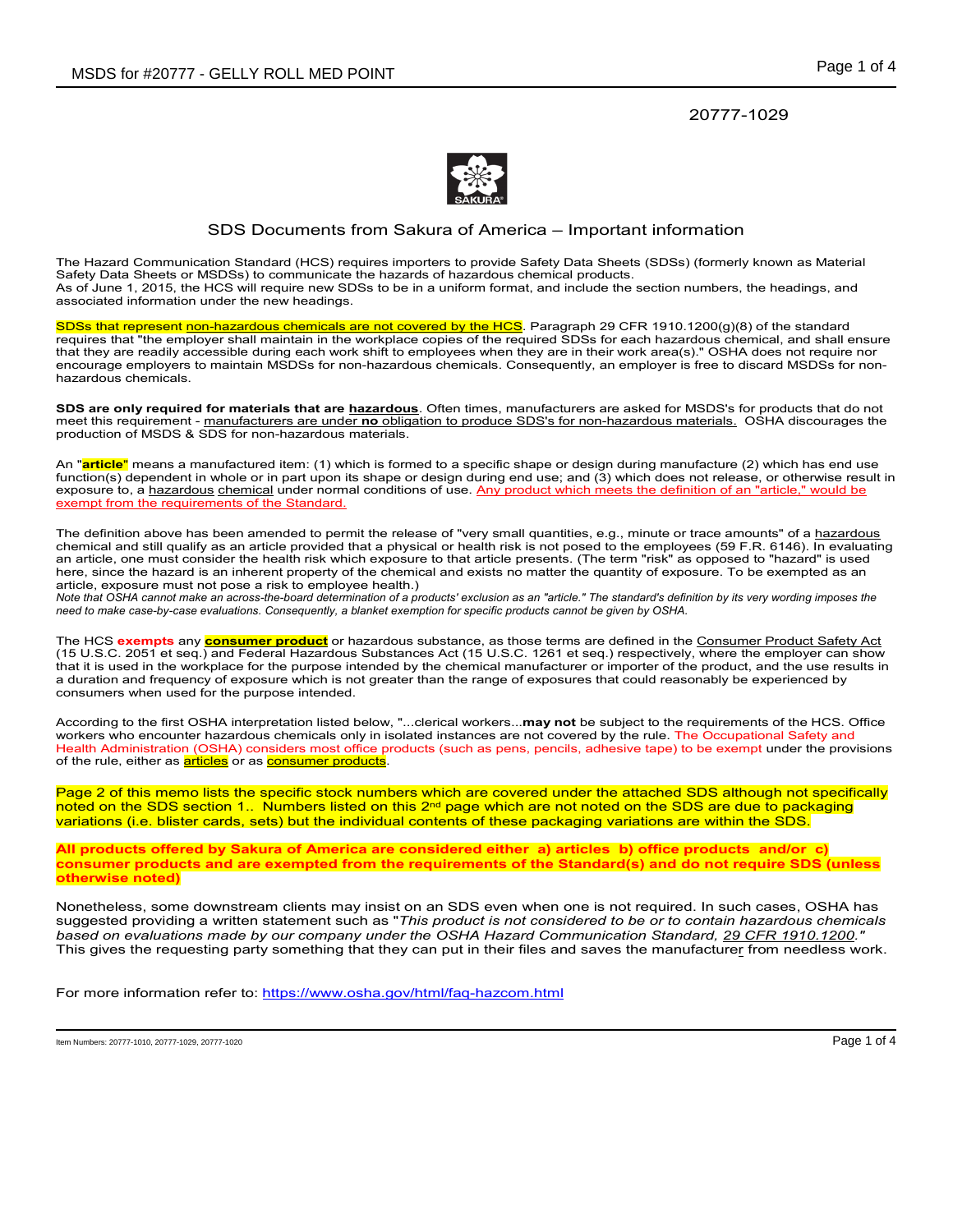20777-1029

# SDS Documents from Sakura of America – Important information

The Hazard Communication Standard (HCS) requires importers to provide Safety Data Sheets (SDSs) (formerly known as Material Safety Data Sheets or MSDSs) to communicate the hazards of hazardous chemical products.
As of June 1, 2015, the HCS will require new SDSs to be in a uniform format, and include the section numbers, the headings, and associated information under the new headings.

SDSs that represent non-hazardous chemicals are not covered by the HCS. Paragraph 29 CFR 1910.1200(g)(8) of the standard requires that "the employer shall maintain in the workplace copies of the required SDSs for each hazardous chemical, and shall ensure that they are readily accessible during each work shift to employees when they are in their work area(s)." OSHA does not require nor encourage employers to maintain MSDSs for non-hazardous chemicals. Consequently, an employer is free to discard MSDSs for non-hazardous chemicals.

**SDS are only required for materials that are hazardous**. Often times, manufacturers are asked for MSDS's for products that do not meet this requirement - manufacturers are under **no** obligation to produce SDS's for non-hazardous materials. OSHA discourages the production of MSDS & SDS for non-hazardous materials.

An "**article**" means a manufactured item: (1) which is formed to a specific shape or design during manufacture (2) which has end use function(s) dependent in whole or in part upon its shape or design during end use; and (3) which does not release, or otherwise result in exposure to, a hazardous chemical under normal conditions of use. Any product which meets the definition of an "article," would be exempt from the requirements of the Standard.

The definition above has been amended to permit the release of "very small quantities, e.g., minute or trace amounts" of a hazardous chemical and still qualify as an article provided that a physical or health risk is not posed to the employees (59 F.R. 6146). In evaluating an article, one must consider the health risk which exposure to that article presents. (The term "risk" as opposed to "hazard" is used here, since the hazard is an inherent property of the chemical and exists no matter the quantity of exposure. To be exempted as an article, exposure must not pose a risk to employee health.)
*Note that OSHA cannot make an across-the-board determination of a products' exclusion as an "article." The standard's definition by its very wording imposes the need to make case-by-case evaluations. Consequently, a blanket exemption for specific products cannot be given by OSHA.*

The HCS **exempts** any **consumer product** or hazardous substance, as those terms are defined in the Consumer Product Safety Act (15 U.S.C. 2051 et seq.) and Federal Hazardous Substances Act (15 U.S.C. 1261 et seq.) respectively, where the employer can show that it is used in the workplace for the purpose intended by the chemical manufacturer or importer of the product, and the use results in a duration and frequency of exposure which is not greater than the range of exposures that could reasonably be experienced by consumers when used for the purpose intended.

According to the first OSHA interpretation listed below, "...clerical workers...**may not** be subject to the requirements of the HCS. Office workers who encounter hazardous chemicals only in isolated instances are not covered by the rule. The Occupational Safety and Health Administration (OSHA) considers most office products (such as pens, pencils, adhesive tape) to be exempt under the provisions of the rule, either as articles or as consumer products.

Page 2 of this memo lists the specific stock numbers which are covered under the attached SDS although not specifically noted on the SDS section 1.. Numbers listed on this 2nd page which are not noted on the SDS are due to packaging variations (i.e. blister cards, sets) but the individual contents of these packaging variations are within the SDS.

**All products offered by Sakura of America are considered either a) articles b) office products and/or c) consumer products and are exempted from the requirements of the Standard(s) and do not require SDS (unless otherwise noted)**

Nonetheless, some downstream clients may insist on an SDS even when one is not required. In such cases, OSHA has suggested providing a written statement such as "*This product is not considered to be or to contain hazardous chemicals based on evaluations made by our company under the OSHA Hazard Communication Standard, 29 CFR 1910.1200.*" This gives the requesting party something that they can put in their files and saves the manufacturer from needless work.

For more information refer to: https://www.osha.gov/html/faq-hazcom.html

Item Numbers: 20777-1010, 20777-1029, 20777-1020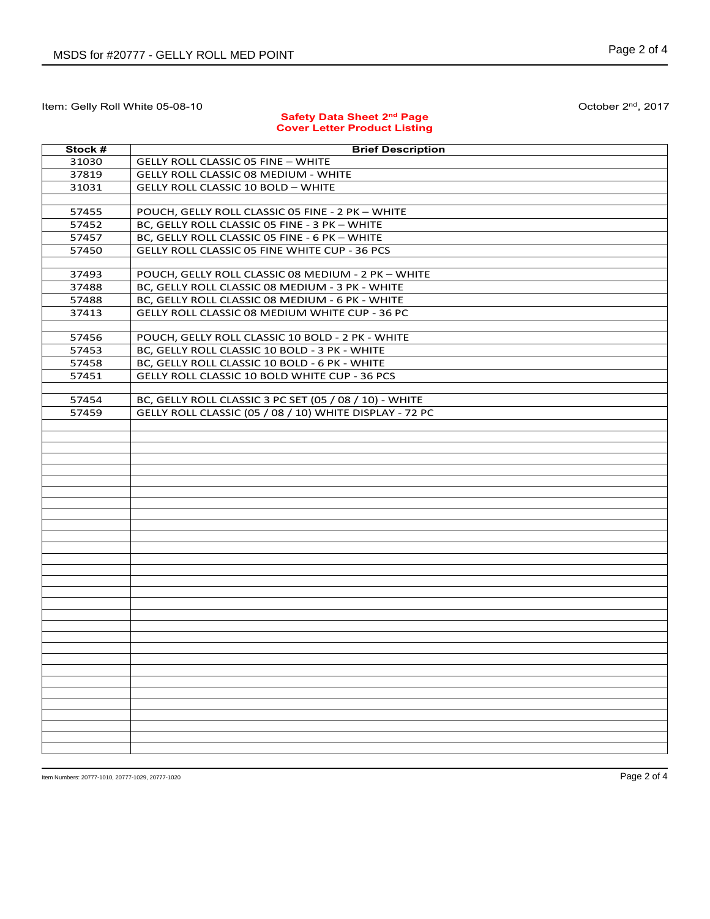Item: Gelly Roll White 05-08-10

October 2nd, 2017

**Safety Data Sheet 2nd Page**
**Cover Letter Product Listing**

| Stock # | Brief Description |
|---|---|
| 31030 | GELLY ROLL CLASSIC 05 FINE – WHITE |
| 37819 | GELLY ROLL CLASSIC 08 MEDIUM - WHITE |
| 31031 | GELLY ROLL CLASSIC 10 BOLD – WHITE |
| | |
| 57455 | POUCH, GELLY ROLL CLASSIC 05 FINE - 2 PK – WHITE |
| 57452 | BC, GELLY ROLL CLASSIC 05 FINE - 3 PK – WHITE |
| 57457 | BC, GELLY ROLL CLASSIC 05 FINE - 6 PK – WHITE |
| 57450 | GELLY ROLL CLASSIC 05 FINE WHITE CUP - 36 PCS |
| | |
| 37493 | POUCH, GELLY ROLL CLASSIC 08 MEDIUM - 2 PK – WHITE |
| 37488 | BC, GELLY ROLL CLASSIC 08 MEDIUM - 3 PK - WHITE |
| 57488 | BC, GELLY ROLL CLASSIC 08 MEDIUM - 6 PK - WHITE |
| 37413 | GELLY ROLL CLASSIC 08 MEDIUM WHITE CUP - 36 PC |
| | |
| 57456 | POUCH, GELLY ROLL CLASSIC 10 BOLD - 2 PK - WHITE |
| 57453 | BC, GELLY ROLL CLASSIC 10 BOLD - 3 PK - WHITE |
| 57458 | BC, GELLY ROLL CLASSIC 10 BOLD - 6 PK - WHITE |
| 57451 | GELLY ROLL CLASSIC 10 BOLD WHITE CUP - 36 PCS |
| | |
| 57454 | BC, GELLY ROLL CLASSIC 3 PC SET (05 / 08 / 10) - WHITE |
| 57459 | GELLY ROLL CLASSIC (05 / 08 / 10) WHITE DISPLAY - 72 PC |

Item Numbers: 20777-1010, 20777-1029, 20777-1020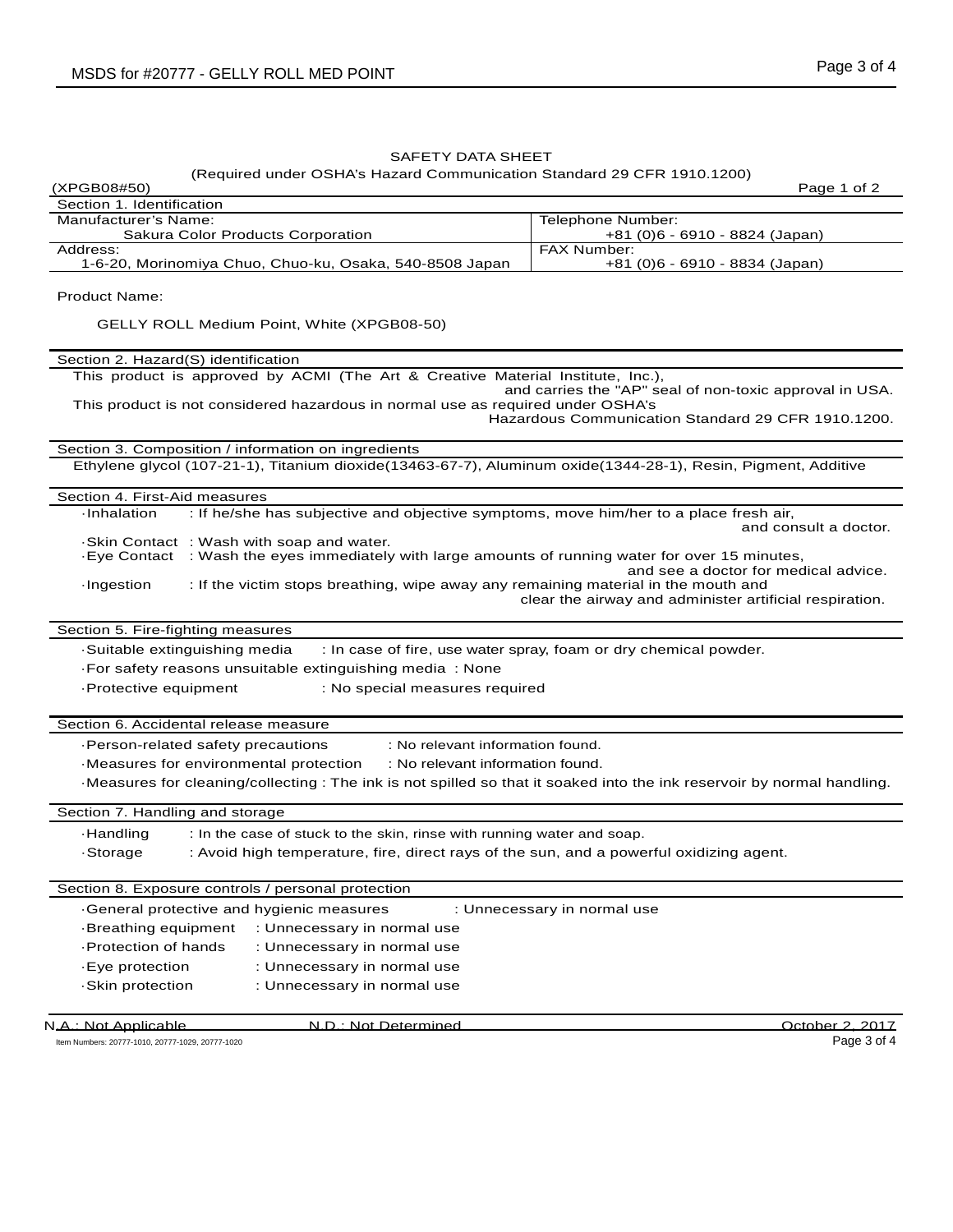# SAFETY DATA SHEET

(Required under OSHA's Hazard Communication Standard 29 CFR 1910.1200)

(XPGB08#50) Page 1 of 2

## Section 1. Identification

| Manufacturer's Name: | Telephone Number: |
|---|---|
| Sakura Color Products Corporation | +81 (0)6 - 6910 - 8824 (Japan) |
| Address: | FAX Number: |
| 1-6-20, Morinomiya Chuo, Chuo-ku, Osaka, 540-8508 Japan | +81 (0)6 - 6910 - 8834 (Japan) |

Product Name:

GELLY ROLL Medium Point, White (XPGB08-50)

## Section 2. Hazard(S) identification

This product is approved by ACMI (The Art & Creative Material Institute, Inc.), and carries the "AP" seal of non-toxic approval in USA.

This product is not considered hazardous in normal use as required under OSHA's Hazardous Communication Standard 29 CFR 1910.1200.

## Section 3. Composition / information on ingredients

Ethylene glycol (107-21-1), Titanium dioxide(13463-67-7), Aluminum oxide(1344-28-1), Resin, Pigment, Additive

## Section 4. First-Aid measures

- ·Inhalation : If he/she has subjective and objective symptoms, move him/her to a place fresh air, and consult a doctor.
- ·Skin Contact : Wash with soap and water.
- ·Eye Contact : Wash the eyes immediately with large amounts of running water for over 15 minutes, and see a doctor for medical advice.
- ·Ingestion : If the victim stops breathing, wipe away any remaining material in the mouth and clear the airway and administer artificial respiration.

## Section 5. Fire-fighting measures

- ·Suitable extinguishing media : In case of fire, use water spray, foam or dry chemical powder.
- ·For safety reasons unsuitable extinguishing media : None
- ·Protective equipment : No special measures required

## Section 6. Accidental release measure

- ·Person-related safety precautions : No relevant information found.
- ·Measures for environmental protection : No relevant information found.
- ·Measures for cleaning/collecting : The ink is not spilled so that it soaked into the ink reservoir by normal handling.

## Section 7. Handling and storage

- ·Handling : In the case of stuck to the skin, rinse with running water and soap.
- ·Storage : Avoid high temperature, fire, direct rays of the sun, and a powerful oxidizing agent.

## Section 8. Exposure controls / personal protection

- ·General protective and hygienic measures : Unnecessary in normal use
- ·Breathing equipment : Unnecessary in normal use
- ·Protection of hands : Unnecessary in normal use
- ·Eye protection : Unnecessary in normal use
- ·Skin protection : Unnecessary in normal use

N.A.: Not Applicable N.D.: Not Determined October 2, 2017

Item Numbers: 20777-1010, 20777-1029, 20777-1020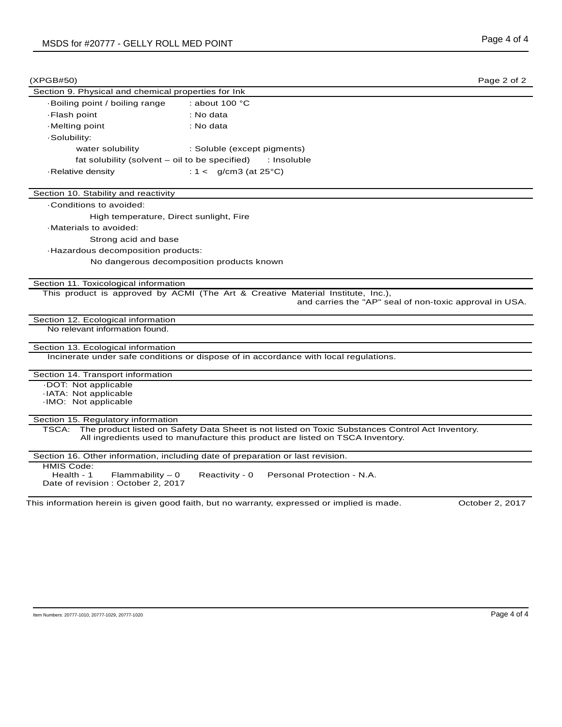(XPGB#50)

Page 2 of 2

## Section 9. Physical and chemical properties for Ink

- Boiling point / boiling range : about 100 °C
- Flash point : No data
- Melting point : No data
- Solubility:
  - water solubility : Soluble (except pigments)
  - fat solubility (solvent – oil to be specified) : Insoluble
- Relative density : 1 < g/cm3 (at 25°C)

## Section 10. Stability and reactivity

- Conditions to avoided:
  - High temperature, Direct sunlight, Fire
- Materials to avoided:
  - Strong acid and base
- Hazardous decomposition products:
  - No dangerous decomposition products known

## Section 11. Toxicological information

This product is approved by ACMI (The Art & Creative Material Institute, Inc.), and carries the "AP" seal of non-toxic approval in USA.

## Section 12. Ecological information

No relevant information found.

## Section 13. Ecological information

Incinerate under safe conditions or dispose of in accordance with local regulations.

## Section 14. Transport information

- DOT: Not applicable
- IATA: Not applicable
- IMO: Not applicable

## Section 15. Regulatory information

TSCA: The product listed on Safety Data Sheet is not listed on Toxic Substances Control Act Inventory. All ingredients used to manufacture this product are listed on TSCA Inventory.

## Section 16. Other information, including date of preparation or last revision.

HMIS Code:
Health - 1 Flammability – 0 Reactivity - 0 Personal Protection - N.A.
Date of revision : October 2, 2017

This information herein is given good faith, but no warranty, expressed or implied is made. October 2, 2017

Item Numbers: 20777-1010, 20777-1029, 20777-1020